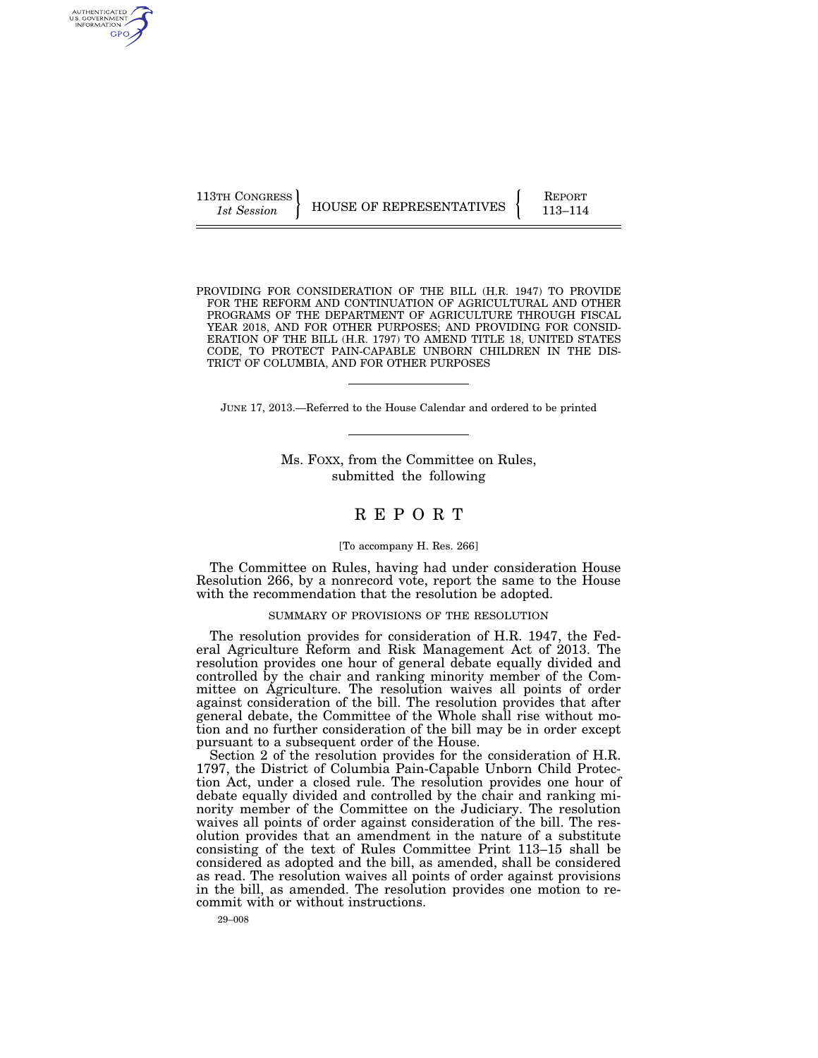113TH CONGRESS
*1st Session*

HOUSE OF REPRESENTATIVES

REPORT
113–114

PROVIDING FOR CONSIDERATION OF THE BILL (H.R. 1947) TO PROVIDE FOR THE REFORM AND CONTINUATION OF AGRICULTURAL AND OTHER PROGRAMS OF THE DEPARTMENT OF AGRICULTURE THROUGH FISCAL YEAR 2018, AND FOR OTHER PURPOSES; AND PROVIDING FOR CONSIDERATION OF THE BILL (H.R. 1797) TO AMEND TITLE 18, UNITED STATES CODE, TO PROTECT PAIN-CAPABLE UNBORN CHILDREN IN THE DISTRICT OF COLUMBIA, AND FOR OTHER PURPOSES

JUNE 17, 2013.—Referred to the House Calendar and ordered to be printed

Ms. FOXX, from the Committee on Rules, submitted the following

# REPORT

[To accompany H. Res. 266]

The Committee on Rules, having had under consideration House Resolution 266, by a nonrecord vote, report the same to the House with the recommendation that the resolution be adopted.

## SUMMARY OF PROVISIONS OF THE RESOLUTION

The resolution provides for consideration of H.R. 1947, the Federal Agriculture Reform and Risk Management Act of 2013. The resolution provides one hour of general debate equally divided and controlled by the chair and ranking minority member of the Committee on Agriculture. The resolution waives all points of order against consideration of the bill. The resolution provides that after general debate, the Committee of the Whole shall rise without motion and no further consideration of the bill may be in order except pursuant to a subsequent order of the House.

Section 2 of the resolution provides for the consideration of H.R. 1797, the District of Columbia Pain-Capable Unborn Child Protection Act, under a closed rule. The resolution provides one hour of debate equally divided and controlled by the chair and ranking minority member of the Committee on the Judiciary. The resolution waives all points of order against consideration of the bill. The resolution provides that an amendment in the nature of a substitute consisting of the text of Rules Committee Print 113–15 shall be considered as adopted and the bill, as amended, shall be considered as read. The resolution waives all points of order against provisions in the bill, as amended. The resolution provides one motion to recommit with or without instructions.

29–008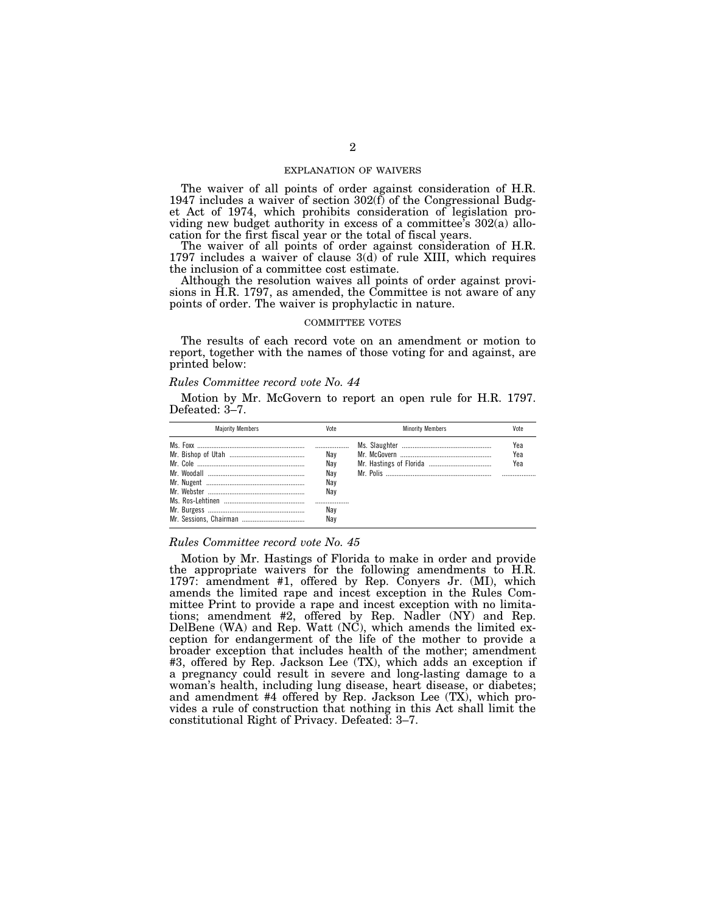## EXPLANATION OF WAIVERS

The waiver of all points of order against consideration of H.R. 1947 includes a waiver of section 302(f) of the Congressional Budget Act of 1974, which prohibits consideration of legislation providing new budget authority in excess of a committee's 302(a) allocation for the first fiscal year or the total of fiscal years.

The waiver of all points of order against consideration of H.R. 1797 includes a waiver of clause 3(d) of rule XIII, which requires the inclusion of a committee cost estimate.

Although the resolution waives all points of order against provisions in H.R. 1797, as amended, the Committee is not aware of any points of order. The waiver is prophylactic in nature.

## COMMITTEE VOTES

The results of each record vote on an amendment or motion to report, together with the names of those voting for and against, are printed below:

*Rules Committee record vote No. 44*

Motion by Mr. McGovern to report an open rule for H.R. 1797. Defeated: 3–7.

| Majority Members | Vote | Minority Members | Vote |
|---|---|---|---|
| Ms. Foxx | | Ms. Slaughter | Yea |
| Mr. Bishop of Utah | Nay | Mr. McGovern | Yea |
| Mr. Cole | Nay | Mr. Hastings of Florida | Yea |
| Mr. Woodall | Nay | Mr. Polis | |
| Mr. Nugent | Nay | | |
| Mr. Webster | Nay | | |
| Ms. Ros-Lehtinen | | | |
| Mr. Burgess | Nay | | |
| Mr. Sessions, Chairman | Nay | | |

*Rules Committee record vote No. 45*

Motion by Mr. Hastings of Florida to make in order and provide the appropriate waivers for the following amendments to H.R. 1797: amendment #1, offered by Rep. Conyers Jr. (MI), which amends the limited rape and incest exception in the Rules Committee Print to provide a rape and incest exception with no limitations; amendment #2, offered by Rep. Nadler (NY) and Rep. DelBene (WA) and Rep. Watt (NC), which amends the limited exception for endangerment of the life of the mother to provide a broader exception that includes health of the mother; amendment #3, offered by Rep. Jackson Lee (TX), which adds an exception if a pregnancy could result in severe and long-lasting damage to a woman's health, including lung disease, heart disease, or diabetes; and amendment #4 offered by Rep. Jackson Lee (TX), which provides a rule of construction that nothing in this Act shall limit the constitutional Right of Privacy. Defeated: 3–7.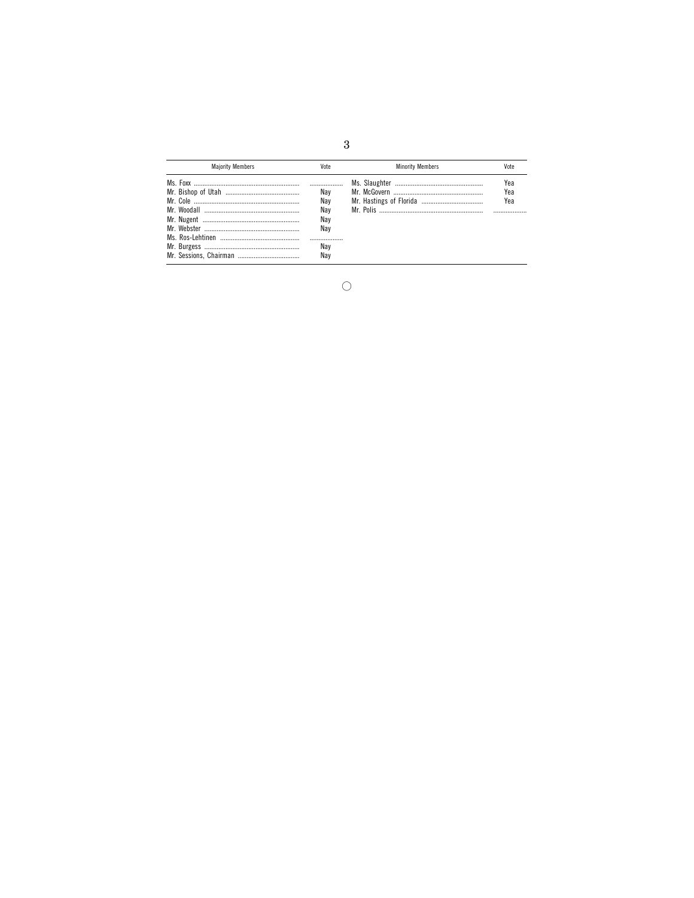| Majority Members | Vote | Minority Members | Vote |
|---|---|---|---|
| Ms. Foxx | .................. | Ms. Slaughter | Yea |
| Mr. Bishop of Utah | Nay | Mr. McGovern | Yea |
| Mr. Cole | Nay | Mr. Hastings of Florida | Yea |
| Mr. Woodall | Nay | Mr. Polis | .................. |
| Mr. Nugent | Nay | | |
| Mr. Webster | Nay | | |
| Ms. Ros-Lehtinen | .................. | | |
| Mr. Burgess | Nay | | |
| Mr. Sessions, Chairman | Nay | | |